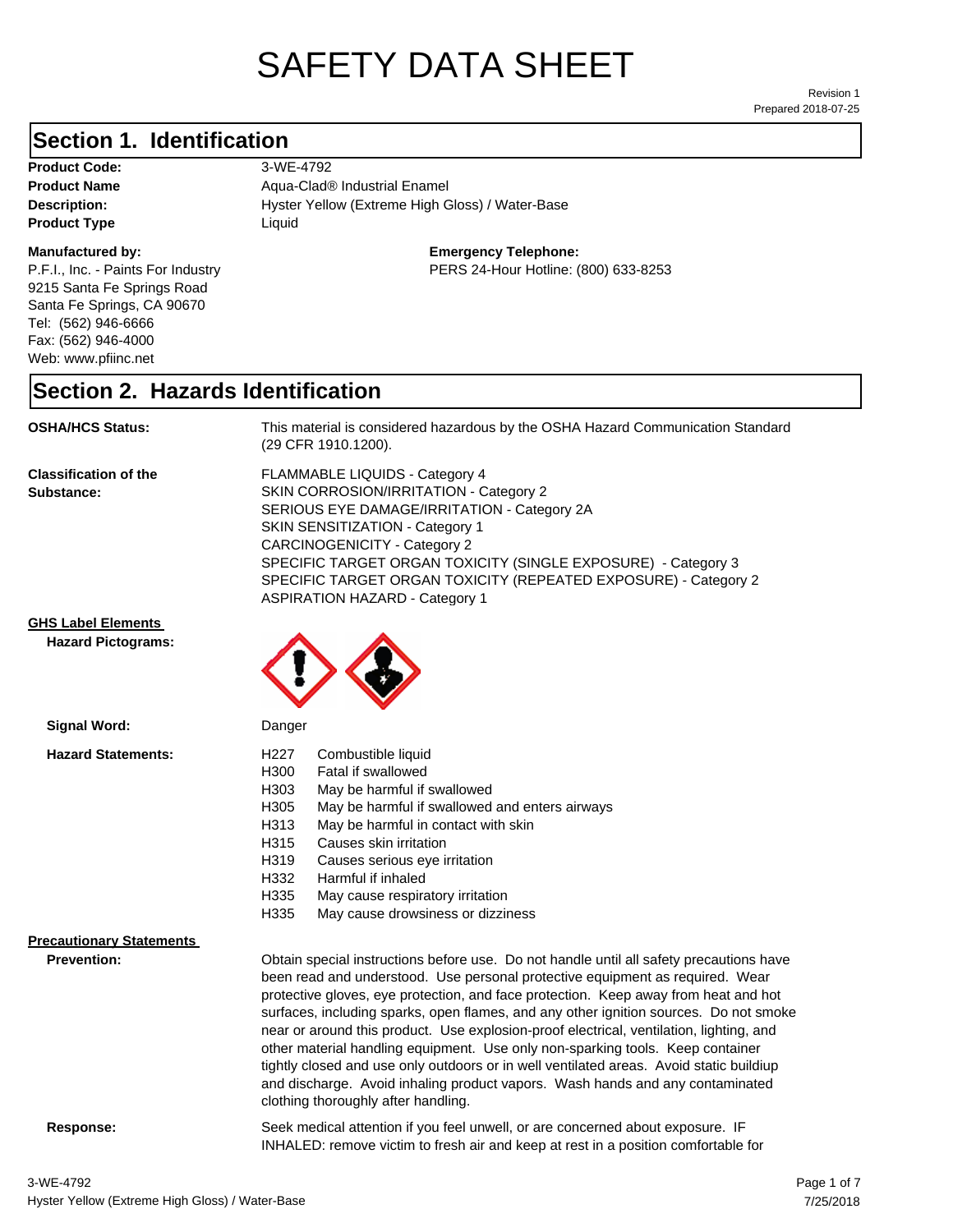# SAFETY DATA SHEET

Revision 1
Prepared 2018-07-25

## Section 1. Identification

**Product Code:** 3-WE-4792
**Product Name** Aqua-Clad® Industrial Enamel
**Description:** Hyster Yellow (Extreme High Gloss) / Water-Base
**Product Type** Liquid

**Manufactured by:**
P.F.I., Inc. - Paints For Industry
9215 Santa Fe Springs Road
Santa Fe Springs, CA 90670
Tel: (562) 946-6666
Fax: (562) 946-4000
Web: www.pfiinc.net

**Emergency Telephone:**
PERS 24-Hour Hotline: (800) 633-8253

## Section 2. Hazards Identification

**OSHA/HCS Status:** This material is considered hazardous by the OSHA Hazard Communication Standard (29 CFR 1910.1200).

**Classification of the Substance:**
FLAMMABLE LIQUIDS - Category 4
SKIN CORROSION/IRRITATION - Category 2
SERIOUS EYE DAMAGE/IRRITATION - Category 2A
SKIN SENSITIZATION - Category 1
CARCINOGENICITY - Category 2
SPECIFIC TARGET ORGAN TOXICITY (SINGLE EXPOSURE) - Category 3
SPECIFIC TARGET ORGAN TOXICITY (REPEATED EXPOSURE) - Category 2
ASPIRATION HAZARD - Category 1

**GHS Label Elements**

**Hazard Pictograms:**

**Signal Word:** Danger

**Hazard Statements:**

| | |
|---|---|
| H227 | Combustible liquid |
| H300 | Fatal if swallowed |
| H303 | May be harmful if swallowed |
| H305 | May be harmful if swallowed and enters airways |
| H313 | May be harmful in contact with skin |
| H315 | Causes skin irritation |
| H319 | Causes serious eye irritation |
| H332 | Harmful if inhaled |
| H335 | May cause respiratory irritation |
| H335 | May cause drowsiness or dizziness |

**Precautionary Statements**

**Prevention:** Obtain special instructions before use. Do not handle until all safety precautions have been read and understood. Use personal protective equipment as required. Wear protective gloves, eye protection, and face protection. Keep away from heat and hot surfaces, including sparks, open flames, and any other ignition sources. Do not smoke near or around this product. Use explosion-proof electrical, ventilation, lighting, and other material handling equipment. Use only non-sparking tools. Keep container tightly closed and use only outdoors or in well ventilated areas. Avoid static buildiup and discharge. Avoid inhaling product vapors. Wash hands and any contaminated clothing thoroughly after handling.

**Response:** Seek medical attention if you feel unwell, or are concerned about exposure. IF INHALED: remove victim to fresh air and keep at rest in a position comfortable for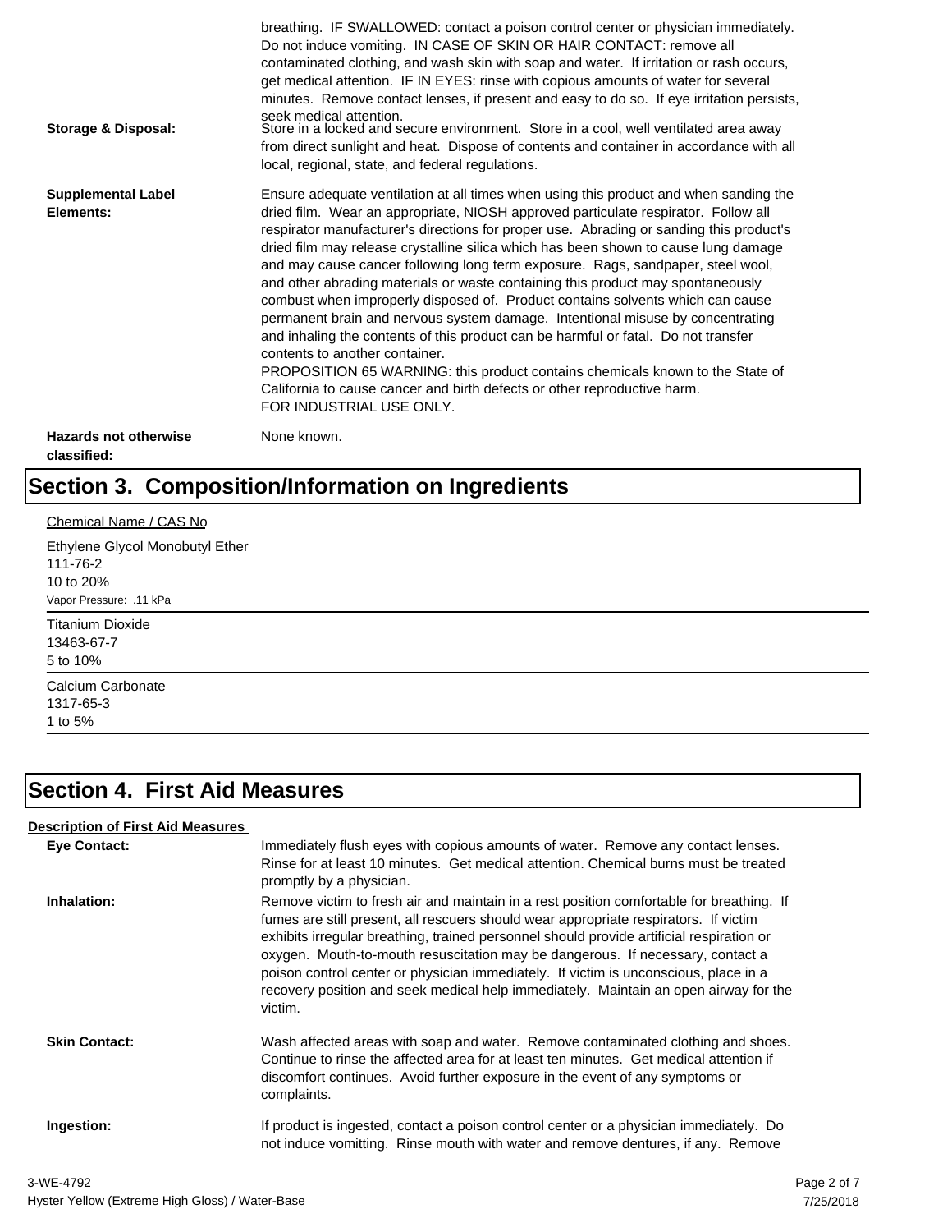breathing. IF SWALLOWED: contact a poison control center or physician immediately. Do not induce vomiting. IN CASE OF SKIN OR HAIR CONTACT: remove all contaminated clothing, and wash skin with soap and water. If irritation or rash occurs, get medical attention. IF IN EYES: rinse with copious amounts of water for several minutes. Remove contact lenses, if present and easy to do so. If eye irritation persists, seek medical attention.

**Storage & Disposal:** Store in a locked and secure environment. Store in a cool, well ventilated area away from direct sunlight and heat. Dispose of contents and container in accordance with all local, regional, state, and federal regulations.

**Supplemental Label Elements:** Ensure adequate ventilation at all times when using this product and when sanding the dried film. Wear an appropriate, NIOSH approved particulate respirator. Follow all respirator manufacturer's directions for proper use. Abrading or sanding this product's dried film may release crystalline silica which has been shown to cause lung damage and may cause cancer following long term exposure. Rags, sandpaper, steel wool, and other abrading materials or waste containing this product may spontaneously combust when improperly disposed of. Product contains solvents which can cause permanent brain and nervous system damage. Intentional misuse by concentrating and inhaling the contents of this product can be harmful or fatal. Do not transfer contents to another container.
PROPOSITION 65 WARNING: this product contains chemicals known to the State of California to cause cancer and birth defects or other reproductive harm.
FOR INDUSTRIAL USE ONLY.

**Hazards not otherwise classified:** None known.

## Section 3. Composition/Information on Ingredients

Chemical Name / CAS No

Ethylene Glycol Monobutyl Ether
111-76-2
10 to 20%
Vapor Pressure: .11 kPa

Titanium Dioxide
13463-67-7
5 to 10%

Calcium Carbonate
1317-65-3
1 to 5%

## Section 4. First Aid Measures

**Description of First Aid Measures**

**Eye Contact:** Immediately flush eyes with copious amounts of water. Remove any contact lenses. Rinse for at least 10 minutes. Get medical attention. Chemical burns must be treated promptly by a physician.

**Inhalation:** Remove victim to fresh air and maintain in a rest position comfortable for breathing. If fumes are still present, all rescuers should wear appropriate respirators. If victim exhibits irregular breathing, trained personnel should provide artificial respiration or oxygen. Mouth-to-mouth resuscitation may be dangerous. If necessary, contact a poison control center or physician immediately. If victim is unconscious, place in a recovery position and seek medical help immediately. Maintain an open airway for the victim.

**Skin Contact:** Wash affected areas with soap and water. Remove contaminated clothing and shoes. Continue to rinse the affected area for at least ten minutes. Get medical attention if discomfort continues. Avoid further exposure in the event of any symptoms or complaints.

**Ingestion:** If product is ingested, contact a poison control center or a physician immediately. Do not induce vomitting. Rinse mouth with water and remove dentures, if any. Remove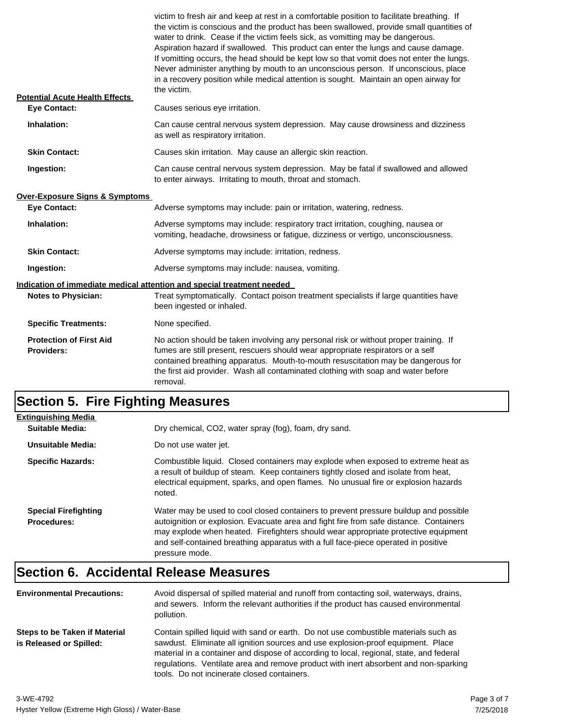victim to fresh air and keep at rest in a comfortable position to facilitate breathing. If the victim is conscious and the product has been swallowed, provide small quantities of water to drink. Cease if the victim feels sick, as vomitting may be dangerous. Aspiration hazard if swallowed. This product can enter the lungs and cause damage. If vomitting occurs, the head should be kept low so that vomit does not enter the lungs. Never administer anything by mouth to an unconscious person. If unconscious, place in a recovery position while medical attention is sought. Maintain an open airway for the victim.

**Potential Acute Health Effects**

**Eye Contact:** Causes serious eye irritation.

**Inhalation:** Can cause central nervous system depression. May cause drowsiness and dizziness as well as respiratory irritation.

**Skin Contact:** Causes skin irritation. May cause an allergic skin reaction.

**Ingestion:** Can cause central nervous system depression. May be fatal if swallowed and allowed to enter airways. Irritating to mouth, throat and stomach.

**Over-Exposure Signs & Symptoms**

**Eye Contact:** Adverse symptoms may include: pain or irritation, watering, redness.

**Inhalation:** Adverse symptoms may include: respiratory tract irritation, coughing, nausea or vomiting, headache, drowsiness or fatigue, dizziness or vertigo, unconsciousness.

**Skin Contact:** Adverse symptoms may include: irritation, redness.

**Ingestion:** Adverse symptoms may include: nausea, vomiting.

**Indication of immediate medical attention and special treatment needed**

**Notes to Physician:** Treat symptomatically. Contact poison treatment specialists if large quantities have been ingested or inhaled.

**Specific Treatments:** None specified.

**Protection of First Aid Providers:** No action should be taken involving any personal risk or without proper training. If fumes are still present, rescuers should wear appropriate respirators or a self contained breathing apparatus. Mouth-to-mouth resuscitation may be dangerous for the first aid provider. Wash all contaminated clothing with soap and water before removal.

# Section 5. Fire Fighting Measures

**Extinguishing Media**

**Suitable Media:** Dry chemical, CO2, water spray (fog), foam, dry sand.

**Unsuitable Media:** Do not use water jet.

**Specific Hazards:** Combustible liquid. Closed containers may explode when exposed to extreme heat as a result of buildup of steam. Keep containers tightly closed and isolate from heat, electrical equipment, sparks, and open flames. No unusual fire or explosion hazards noted.

**Special Firefighting Procedures:** Water may be used to cool closed containers to prevent pressure buildup and possible autoignition or explosion. Evacuate area and fight fire from safe distance. Containers may explode when heated. Firefighters should wear appropriate protective equipment and self-contained breathing apparatus with a full face-piece operated in positive pressure mode.

# Section 6. Accidental Release Measures

**Environmental Precautions:** Avoid dispersal of spilled material and runoff from contacting soil, waterways, drains, and sewers. Inform the relevant authorities if the product has caused environmental pollution.

**Steps to be Taken if Material is Released or Spilled:** Contain spilled liquid with sand or earth. Do not use combustible materials such as sawdust. Eliminate all ignition sources and use explosion-proof equipment. Place material in a container and dispose of according to local, regional, state, and federal regulations. Ventilate area and remove product with inert absorbent and non-sparking tools. Do not incinerate closed containers.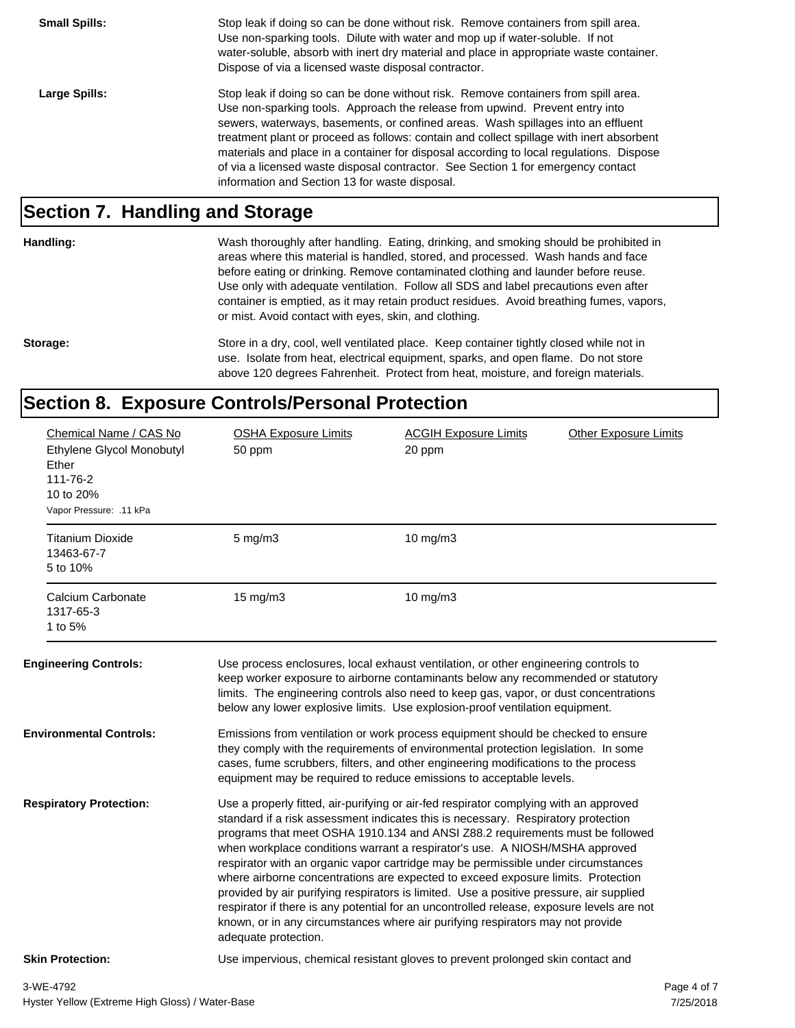**Small Spills:** Stop leak if doing so can be done without risk. Remove containers from spill area. Use non-sparking tools. Dilute with water and mop up if water-soluble. If not water-soluble, absorb with inert dry material and place in appropriate waste container. Dispose of via a licensed waste disposal contractor.

**Large Spills:** Stop leak if doing so can be done without risk. Remove containers from spill area. Use non-sparking tools. Approach the release from upwind. Prevent entry into sewers, waterways, basements, or confined areas. Wash spillages into an effluent treatment plant or proceed as follows: contain and collect spillage with inert absorbent materials and place in a container for disposal according to local regulations. Dispose of via a licensed waste disposal contractor. See Section 1 for emergency contact information and Section 13 for waste disposal.

## Section 7. Handling and Storage

**Handling:** Wash thoroughly after handling. Eating, drinking, and smoking should be prohibited in areas where this material is handled, stored, and processed. Wash hands and face before eating or drinking. Remove contaminated clothing and launder before reuse. Use only with adequate ventilation. Follow all SDS and label precautions even after container is emptied, as it may retain product residues. Avoid breathing fumes, vapors, or mist. Avoid contact with eyes, skin, and clothing.

**Storage:** Store in a dry, cool, well ventilated place. Keep container tightly closed while not in use. Isolate from heat, electrical equipment, sparks, and open flame. Do not store above 120 degrees Fahrenheit. Protect from heat, moisture, and foreign materials.

## Section 8. Exposure Controls/Personal Protection

| Chemical Name / CAS No | OSHA Exposure Limits | ACGIH Exposure Limits | Other Exposure Limits |
|---|---|---|---|
| Ethylene Glycol Monobutyl Ether<br>111-76-2<br>10 to 20%<br>Vapor Pressure: .11 kPa | 50 ppm | 20 ppm | |
| Titanium Dioxide<br>13463-67-7<br>5 to 10% | 5 mg/m3 | 10 mg/m3 | |
| Calcium Carbonate<br>1317-65-3<br>1 to 5% | 15 mg/m3 | 10 mg/m3 | |

**Engineering Controls:** Use process enclosures, local exhaust ventilation, or other engineering controls to keep worker exposure to airborne contaminants below any recommended or statutory limits. The engineering controls also need to keep gas, vapor, or dust concentrations below any lower explosive limits. Use explosion-proof ventilation equipment.

**Environmental Controls:** Emissions from ventilation or work process equipment should be checked to ensure they comply with the requirements of environmental protection legislation. In some cases, fume scrubbers, filters, and other engineering modifications to the process equipment may be required to reduce emissions to acceptable levels.

**Respiratory Protection:** Use a properly fitted, air-purifying or air-fed respirator complying with an approved standard if a risk assessment indicates this is necessary. Respiratory protection programs that meet OSHA 1910.134 and ANSI Z88.2 requirements must be followed when workplace conditions warrant a respirator's use. A NIOSH/MSHA approved respirator with an organic vapor cartridge may be permissible under circumstances where airborne concentrations are expected to exceed exposure limits. Protection provided by air purifying respirators is limited. Use a positive pressure, air supplied respirator if there is any potential for an uncontrolled release, exposure levels are not known, or in any circumstances where air purifying respirators may not provide adequate protection.

**Skin Protection:** Use impervious, chemical resistant gloves to prevent prolonged skin contact and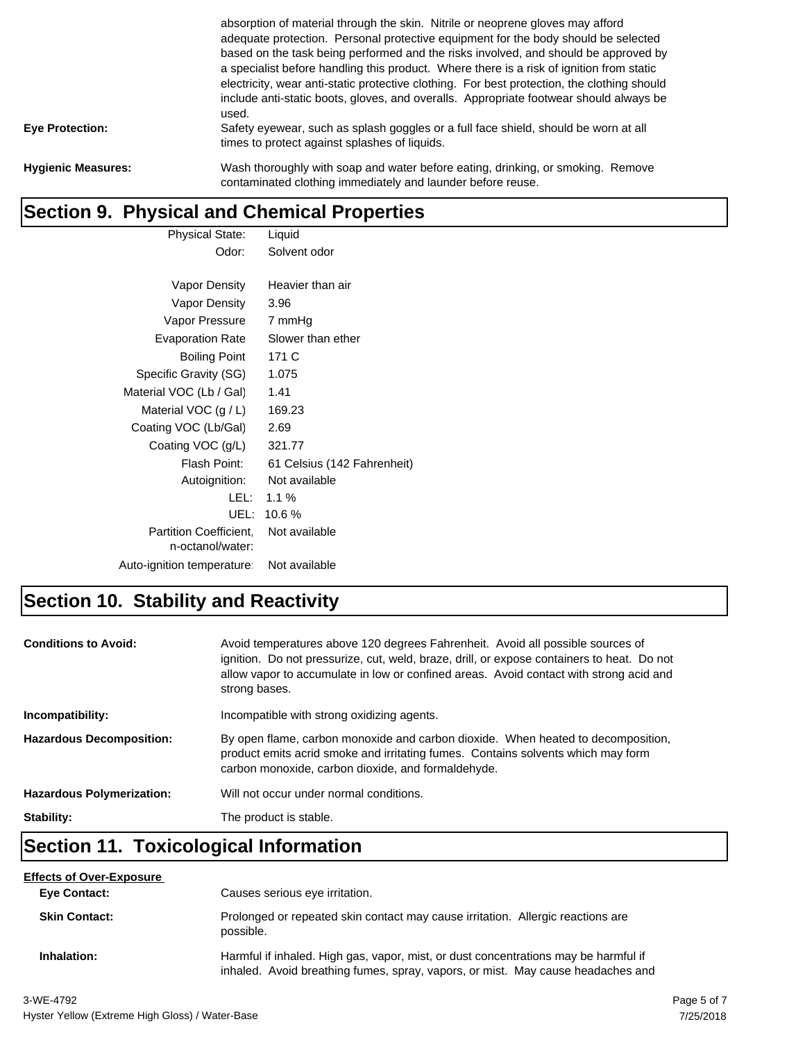absorption of material through the skin. Nitrile or neoprene gloves may afford adequate protection. Personal protective equipment for the body should be selected based on the task being performed and the risks involved, and should be approved by a specialist before handling this product. Where there is a risk of ignition from static electricity, wear anti-static protective clothing. For best protection, the clothing should include anti-static boots, gloves, and overalls. Appropriate footwear should always be used.

**Eye Protection:** Safety eyewear, such as splash goggles or a full face shield, should be worn at all times to protect against splashes of liquids.

**Hygienic Measures:** Wash thoroughly with soap and water before eating, drinking, or smoking. Remove contaminated clothing immediately and launder before reuse.

## Section 9. Physical and Chemical Properties

| Property | Value |
|---|---|
| Physical State: | Liquid |
| Odor: | Solvent odor |
| Vapor Density | Heavier than air |
| Vapor Density | 3.96 |
| Vapor Pressure | 7 mmHg |
| Evaporation Rate | Slower than ether |
| Boiling Point | 171 C |
| Specific Gravity (SG) | 1.075 |
| Material VOC (Lb / Gal) | 1.41 |
| Material VOC (g / L) | 169.23 |
| Coating VOC (Lb/Gal) | 2.69 |
| Coating VOC (g/L) | 321.77 |
| Flash Point: | 61 Celsius (142 Fahrenheit) |
| Autoignition: | Not available |
| LEL: | 1.1 % |
| UEL: | 10.6 % |
| Partition Coefficient, n-octanol/water: | Not available |
| Auto-ignition temperature: | Not available |

## Section 10. Stability and Reactivity

**Conditions to Avoid:** Avoid temperatures above 120 degrees Fahrenheit. Avoid all possible sources of ignition. Do not pressurize, cut, weld, braze, drill, or expose containers to heat. Do not allow vapor to accumulate in low or confined areas. Avoid contact with strong acid and strong bases.

**Incompatibility:** Incompatible with strong oxidizing agents.

**Hazardous Decomposition:** By open flame, carbon monoxide and carbon dioxide. When heated to decomposition, product emits acrid smoke and irritating fumes. Contains solvents which may form carbon monoxide, carbon dioxide, and formaldehyde.

**Hazardous Polymerization:** Will not occur under normal conditions.

**Stability:** The product is stable.

## Section 11. Toxicological Information

**Effects of Over-Exposure**

**Eye Contact:** Causes serious eye irritation.

**Skin Contact:** Prolonged or repeated skin contact may cause irritation. Allergic reactions are possible.

**Inhalation:** Harmful if inhaled. High gas, vapor, mist, or dust concentrations may be harmful if inhaled. Avoid breathing fumes, spray, vapors, or mist. May cause headaches and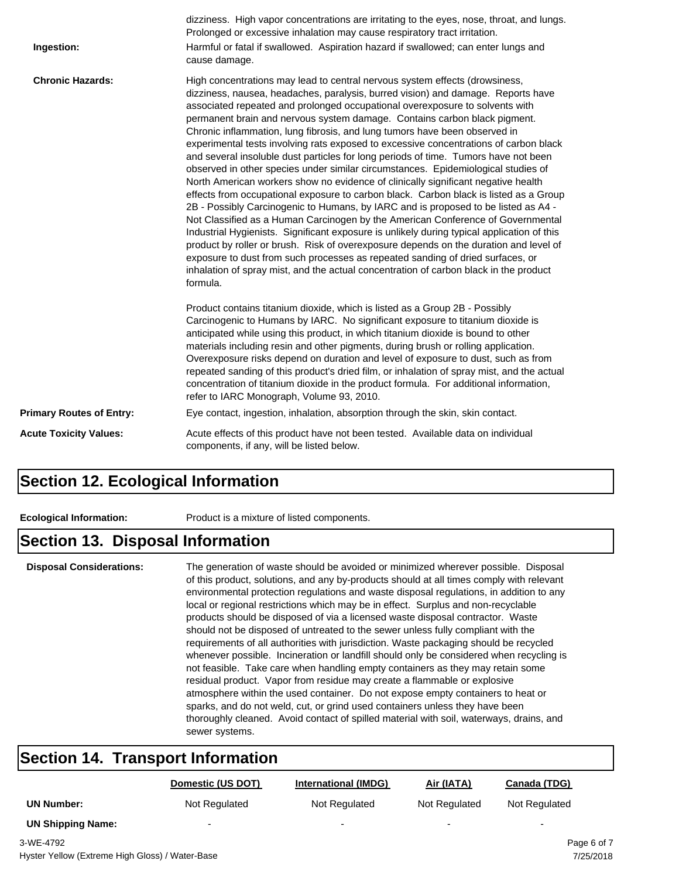dizziness. High vapor concentrations are irritating to the eyes, nose, throat, and lungs. Prolonged or excessive inhalation may cause respiratory tract irritation.

**Ingestion:** Harmful or fatal if swallowed. Aspiration hazard if swallowed; can enter lungs and cause damage.

**Chronic Hazards:** High concentrations may lead to central nervous system effects (drowsiness, dizziness, nausea, headaches, paralysis, burred vision) and damage. Reports have associated repeated and prolonged occupational overexposure to solvents with permanent brain and nervous system damage. Contains carbon black pigment. Chronic inflammation, lung fibrosis, and lung tumors have been observed in experimental tests involving rats exposed to excessive concentrations of carbon black and several insoluble dust particles for long periods of time. Tumors have not been observed in other species under similar circumstances. Epidemiological studies of North American workers show no evidence of clinically significant negative health effects from occupational exposure to carbon black. Carbon black is listed as a Group 2B - Possibly Carcinogenic to Humans, by IARC and is proposed to be listed as A4 - Not Classified as a Human Carcinogen by the American Conference of Governmental Industrial Hygienists. Significant exposure is unlikely during typical application of this product by roller or brush. Risk of overexposure depends on the duration and level of exposure to dust from such processes as repeated sanding of dried surfaces, or inhalation of spray mist, and the actual concentration of carbon black in the product formula.

Product contains titanium dioxide, which is listed as a Group 2B - Possibly Carcinogenic to Humans by IARC. No significant exposure to titanium dioxide is anticipated while using this product, in which titanium dioxide is bound to other materials including resin and other pigments, during brush or rolling application. Overexposure risks depend on duration and level of exposure to dust, such as from repeated sanding of this product's dried film, or inhalation of spray mist, and the actual concentration of titanium dioxide in the product formula. For additional information, refer to IARC Monograph, Volume 93, 2010.

**Primary Routes of Entry:** Eye contact, ingestion, inhalation, absorption through the skin, skin contact.

**Acute Toxicity Values:** Acute effects of this product have not been tested. Available data on individual components, if any, will be listed below.

## Section 12. Ecological Information

**Ecological Information:** Product is a mixture of listed components.

## Section 13. Disposal Information

**Disposal Considerations:** The generation of waste should be avoided or minimized wherever possible. Disposal of this product, solutions, and any by-products should at all times comply with relevant environmental protection regulations and waste disposal regulations, in addition to any local or regional restrictions which may be in effect. Surplus and non-recyclable products should be disposed of via a licensed waste disposal contractor. Waste should not be disposed of untreated to the sewer unless fully compliant with the requirements of all authorities with jurisdiction. Waste packaging should be recycled whenever possible. Incineration or landfill should only be considered when recycling is not feasible. Take care when handling empty containers as they may retain some residual product. Vapor from residue may create a flammable or explosive atmosphere within the used container. Do not expose empty containers to heat or sparks, and do not weld, cut, or grind used containers unless they have been thoroughly cleaned. Avoid contact of spilled material with soil, waterways, drains, and sewer systems.

## Section 14. Transport Information

| | Domestic (US DOT) | International (IMDG) | Air (IATA) | Canada (TDG) |
|---|---|---|---|---|
| **UN Number:** | Not Regulated | Not Regulated | Not Regulated | Not Regulated |
| **UN Shipping Name:** | - | - | - | - |

3-WE-4792
Hyster Yellow (Extreme High Gloss) / Water-Base
7/25/2018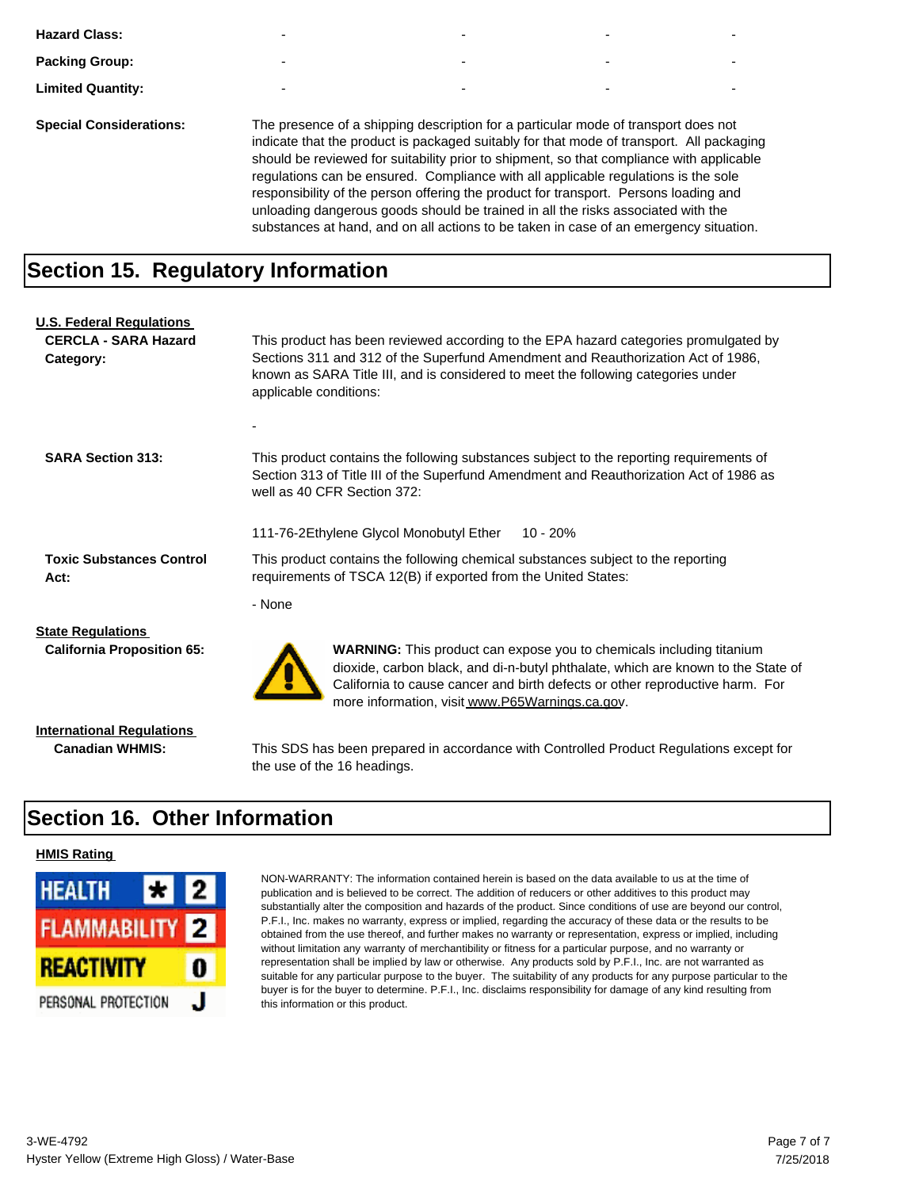| | | | | |
|---|---|---|---|---|
| **Hazard Class:** | - | - | - | - |
| **Packing Group:** | - | - | - | - |
| **Limited Quantity:** | - | - | - | - |

**Special Considerations:** The presence of a shipping description for a particular mode of transport does not indicate that the product is packaged suitably for that mode of transport. All packaging should be reviewed for suitability prior to shipment, so that compliance with applicable regulations can be ensured. Compliance with all applicable regulations is the sole responsibility of the person offering the product for transport. Persons loading and unloading dangerous goods should be trained in all the risks associated with the substances at hand, and on all actions to be taken in case of an emergency situation.

## Section 15. Regulatory Information

**U.S. Federal Regulations**

**CERCLA - SARA Hazard Category:** This product has been reviewed according to the EPA hazard categories promulgated by Sections 311 and 312 of the Superfund Amendment and Reauthorization Act of 1986, known as SARA Title III, and is considered to meet the following categories under applicable conditions:

-

**SARA Section 313:** This product contains the following substances subject to the reporting requirements of Section 313 of Title III of the Superfund Amendment and Reauthorization Act of 1986 as well as 40 CFR Section 372:

111-76-2Ethylene Glycol Monobutyl Ether 10 - 20%

**Toxic Substances Control Act:** This product contains the following chemical substances subject to the reporting requirements of TSCA 12(B) if exported from the United States:

- None

**State Regulations**

**California Proposition 65:** **WARNING:** This product can expose you to chemicals including titanium dioxide, carbon black, and di-n-butyl phthalate, which are known to the State of California to cause cancer and birth defects or other reproductive harm. For more information, visit www.P65Warnings.ca.gov.

**International Regulations**

**Canadian WHMIS:** This SDS has been prepared in accordance with Controlled Product Regulations except for the use of the 16 headings.

## Section 16. Other Information

**HMIS Rating**

| | | |
|---|---|---|
| HEALTH | * | 2 |
| FLAMMABILITY | | 2 |
| REACTIVITY | | 0 |
| PERSONAL PROTECTION | | J |

NON-WARRANTY: The information contained herein is based on the data available to us at the time of publication and is believed to be correct. The addition of reducers or other additives to this product may substantially alter the composition and hazards of the product. Since conditions of use are beyond our control, P.F.I., Inc. makes no warranty, express or implied, regarding the accuracy of these data or the results to be obtained from the use thereof, and further makes no warranty or representation, express or implied, including without limitation any warranty of merchantability or fitness for a particular purpose, and no warranty or representation shall be implied by law or otherwise. Any products sold by P.F.I., Inc. are not warranted as suitable for any particular purpose to the buyer. The suitability of any products for any purpose particular to the buyer is for the buyer to determine. P.F.I., Inc. disclaims responsibility for damage of any kind resulting from this information or this product.

3-WE-4792
Hyster Yellow (Extreme High Gloss) / Water-Base

7/25/2018